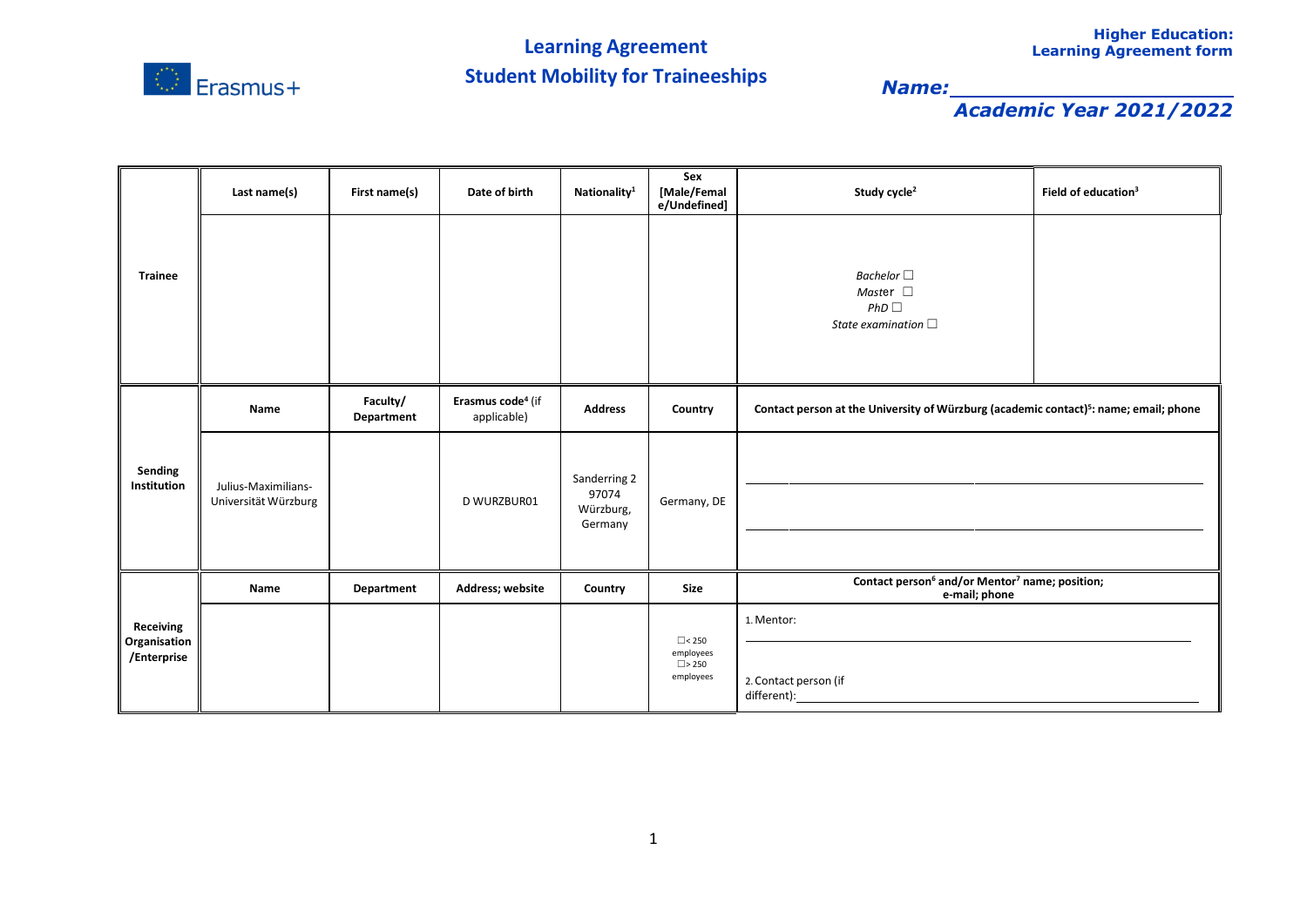# Learning Agreement
## Student Mobility for Traineeships

**Higher Education:**
**Learning Agreement form**

***Name:*** ___________________

***Academic Year 2021/2022***

| | Last name(s) | First name(s) | Date of birth | Nationality[1] | Sex [Male/Female/Undefined] | Study cycle[2] | Field of education[3] |
|---|---|---|---|---|---|---|---|
| **Trainee** | | | | | | *Bachelor* ☐<br>*Master* ☐<br>*PhD* ☐<br>*State examination* ☐ | |
| | **Name** | **Faculty/ Department** | **Erasmus code[4]** (if applicable) | **Address** | **Country** | **Contact person at the University of Würzburg (academic contact)[5]: name; email; phone** | |
| **Sending Institution** | Julius-Maximilians-Universität Würzburg | | D WURZBUR01 | Sanderring 2<br>97074<br>Würzburg, Germany | Germany, DE | ______________________<br>______________________ | |
| | **Name** | **Department** | **Address; website** | **Country** | **Size** | **Contact person[6] and/or Mentor[7] name; position; e-mail; phone** | |
| **Receiving Organisation /Enterprise** | | | | | ☐< 250 employees<br>☐> 250 employees | 1. Mentor: ______________________<br>2. Contact person (if different): ______________________ | |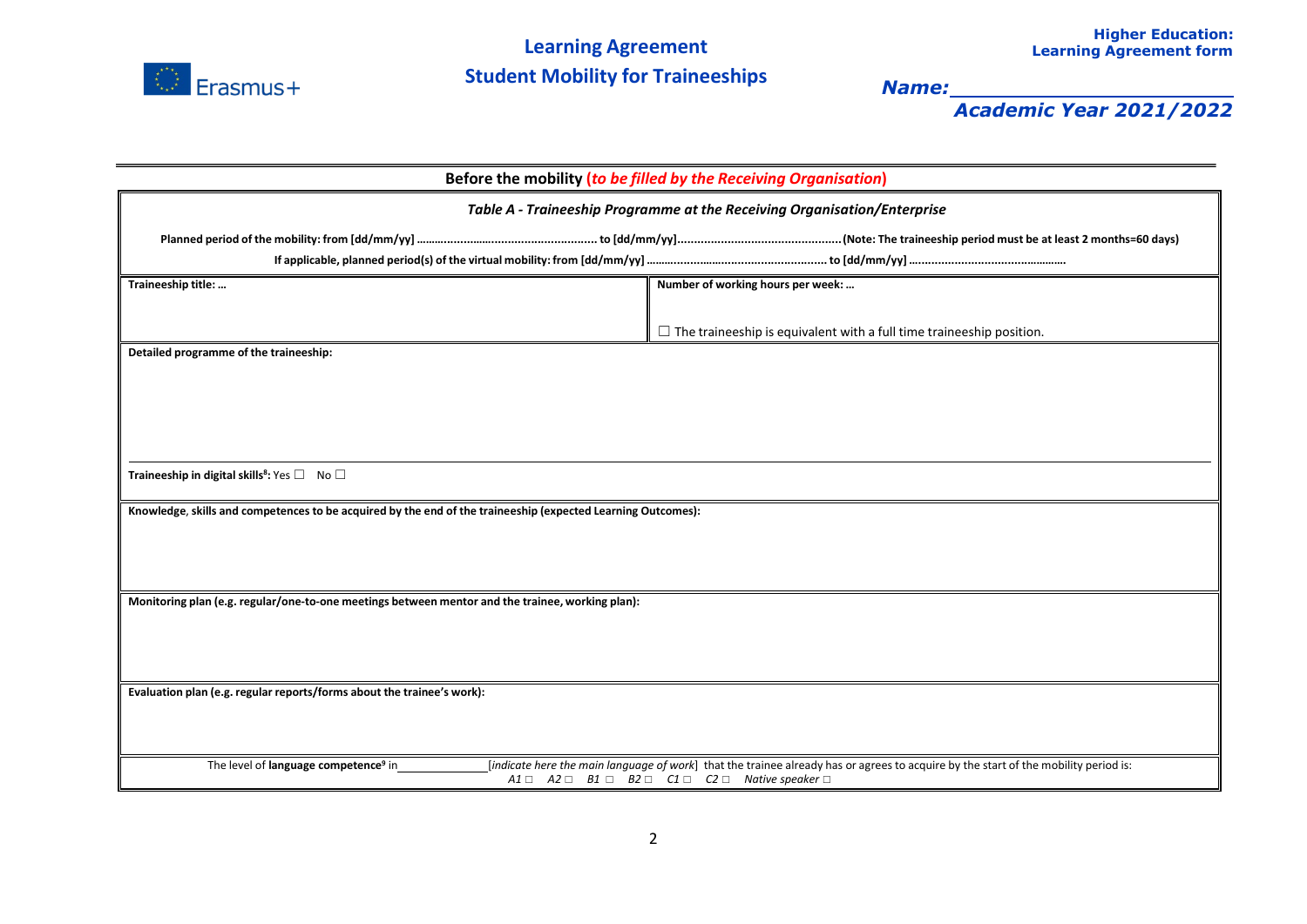Erasmus+

# Learning Agreement

## Student Mobility for Traineeships

**Higher Education:**
**Learning Agreement form**

***Name:*** ______________________

***Academic Year 2021/2022***

### Before the mobility (*to be filled by the Receiving Organisation*)

*Table A - Traineeship Programme at the Receiving Organisation/Enterprise*

| | |
|---|---|
| **Planned period of the mobility: from [dd/mm/yy] ……………………………………………… to [dd/mm/yy]……………………………………………(Note: The traineeship period must be at least 2 months=60 days)** | |
| **If applicable, planned period(s) of the virtual mobility: from [dd/mm/yy] ……………………………………………… to [dd/mm/yy] ……………………………………………** | |
| **Traineeship title: …** | **Number of working hours per week: …**<br><br>☐ The traineeship is equivalent with a full time traineeship position. |
| **Detailed programme of the traineeship:**<br><br>**Traineeship in digital skills[8]:** Yes ☐ No ☐ | |
| **Knowledge, skills and competences to be acquired by the end of the traineeship (expected Learning Outcomes):** | |
| **Monitoring plan (e.g. regular/one-to-one meetings between mentor and the trainee, working plan):** | |
| **Evaluation plan (e.g. regular reports/forms about the trainee's work):** | |
| The level of **language competence[9]** in ____________ [*indicate here the main language of work*] that the trainee already has or agrees to acquire by the start of the mobility period is: *A1* ☐ *A2* ☐ *B1* ☐ *B2* ☐ *C1* ☐ *C2* ☐ *Native speaker* ☐ | |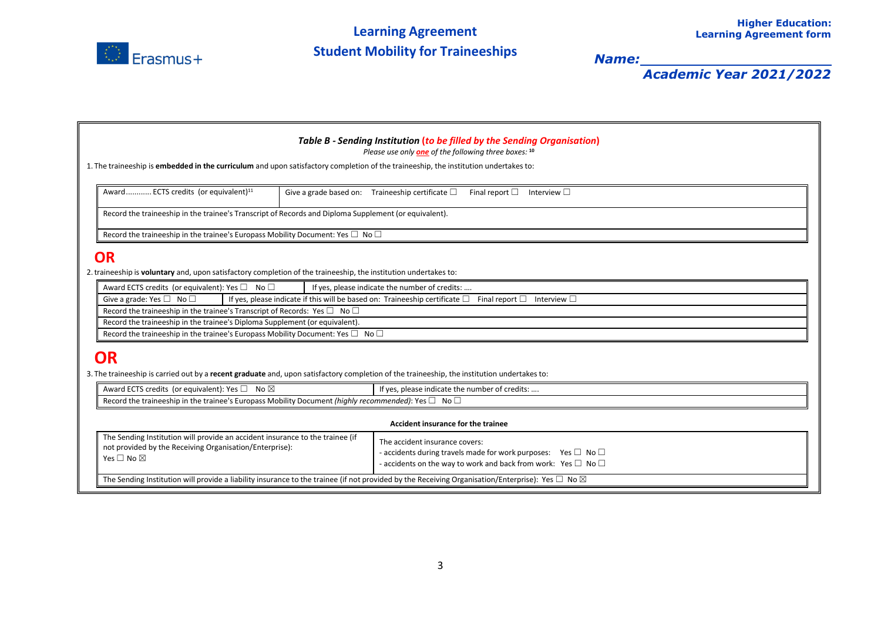### *Table B - Sending Institution* (*to be filled by the Sending Organisation*)

*Please use only **one** of the following three boxes:* [10]

1. The traineeship is **embedded in the curriculum** and upon satisfactory completion of the traineeship, the institution undertakes to:

| Award........... ECTS credits (or equivalent)[11] | Give a grade based on: Traineeship certificate ☐ Final report ☐ Interview ☐ |
|---|---|
| Record the traineeship in the trainee's Transcript of Records and Diploma Supplement (or equivalent). | |
| Record the traineeship in the trainee's Europass Mobility Document: Yes ☐ No ☐ | |

## OR

2. traineeship is **voluntary** and, upon satisfactory completion of the traineeship, the institution undertakes to:

| Award ECTS credits (or equivalent): Yes ☐ No ☐ | If yes, please indicate the number of credits: .... |
|---|---|
| Give a grade: Yes ☐ No ☐ | If yes, please indicate if this will be based on: Traineeship certificate ☐ Final report ☐ Interview ☐ |
| Record the traineeship in the trainee's Transcript of Records: Yes ☐ No ☐ | |
| Record the traineeship in the trainee's Diploma Supplement (or equivalent). | |
| Record the traineeship in the trainee's Europass Mobility Document: Yes ☐ No ☐ | |

## OR

3. The traineeship is carried out by a **recent graduate** and, upon satisfactory completion of the traineeship, the institution undertakes to:

| Award ECTS credits (or equivalent): Yes ☐ No ☒ | If yes, please indicate the number of credits: .... |
|---|---|
| Record the traineeship in the trainee's Europass Mobility Document *(highly recommended)*: Yes ☐ No ☐ | |

**Accident insurance for the trainee**

| The Sending Institution will provide an accident insurance to the trainee (if not provided by the Receiving Organisation/Enterprise): Yes ☐ No ☒ | The accident insurance covers:<br>- accidents during travels made for work purposes: Yes ☐ No ☐<br>- accidents on the way to work and back from work: Yes ☐ No ☐ |
|---|---|
| The Sending Institution will provide a liability insurance to the trainee (if not provided by the Receiving Organisation/Enterprise): Yes ☐ No ☒ | |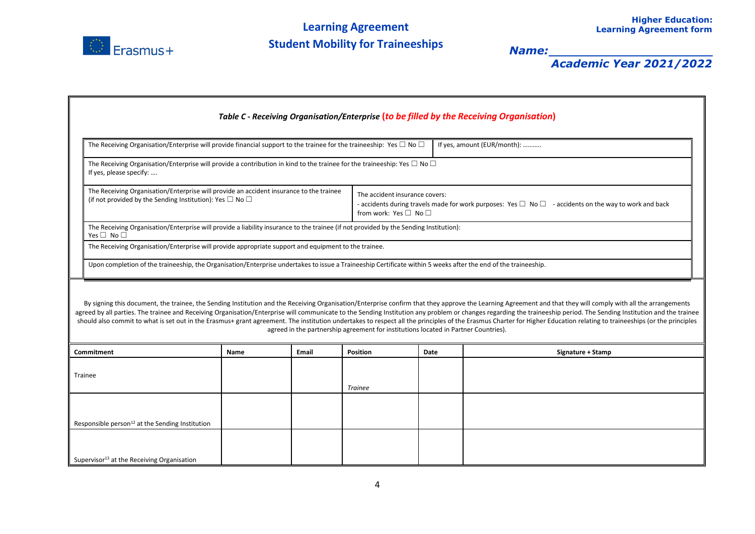### *Table C - Receiving Organisation/Enterprise* (*to be filled by the Receiving Organisation*)

| | |
|---|---|
| The Receiving Organisation/Enterprise will provide financial support to the trainee for the traineeship: Yes ☐ No ☐ | If yes, amount (EUR/month): ……….. |
| The Receiving Organisation/Enterprise will provide a contribution in kind to the trainee for the traineeship: Yes ☐ No ☐<br>If yes, please specify: …. | |
| The Receiving Organisation/Enterprise will provide an accident insurance to the trainee (if not provided by the Sending Institution): Yes ☐ No ☐ | The accident insurance covers:<br>- accidents during travels made for work purposes: Yes ☐ No ☐ - accidents on the way to work and back from work: Yes ☐ No ☐ |
| The Receiving Organisation/Enterprise will provide a liability insurance to the trainee (if not provided by the Sending Institution):<br>Yes ☐ No ☐ | |
| The Receiving Organisation/Enterprise will provide appropriate support and equipment to the trainee. | |
| Upon completion of the traineeship, the Organisation/Enterprise undertakes to issue a Traineeship Certificate within 5 weeks after the end of the traineeship. | |

By signing this document, the trainee, the Sending Institution and the Receiving Organisation/Enterprise confirm that they approve the Learning Agreement and that they will comply with all the arrangements agreed by all parties. The trainee and Receiving Organisation/Enterprise will communicate to the Sending Institution any problem or changes regarding the traineeship period. The Sending Institution and the trainee should also commit to what is set out in the Erasmus+ grant agreement. The institution undertakes to respect all the principles of the Erasmus Charter for Higher Education relating to traineeships (or the principles agreed in the partnership agreement for institutions located in Partner Countries).

| **Commitment** | **Name** | **Email** | **Position** | **Date** | **Signature + Stamp** |
|---|---|---|---|---|---|
| Trainee | | | *Trainee* | | |
| Responsible person[12] at the Sending Institution | | | | | |
| Supervisor[13] at the Receiving Organisation | | | | | |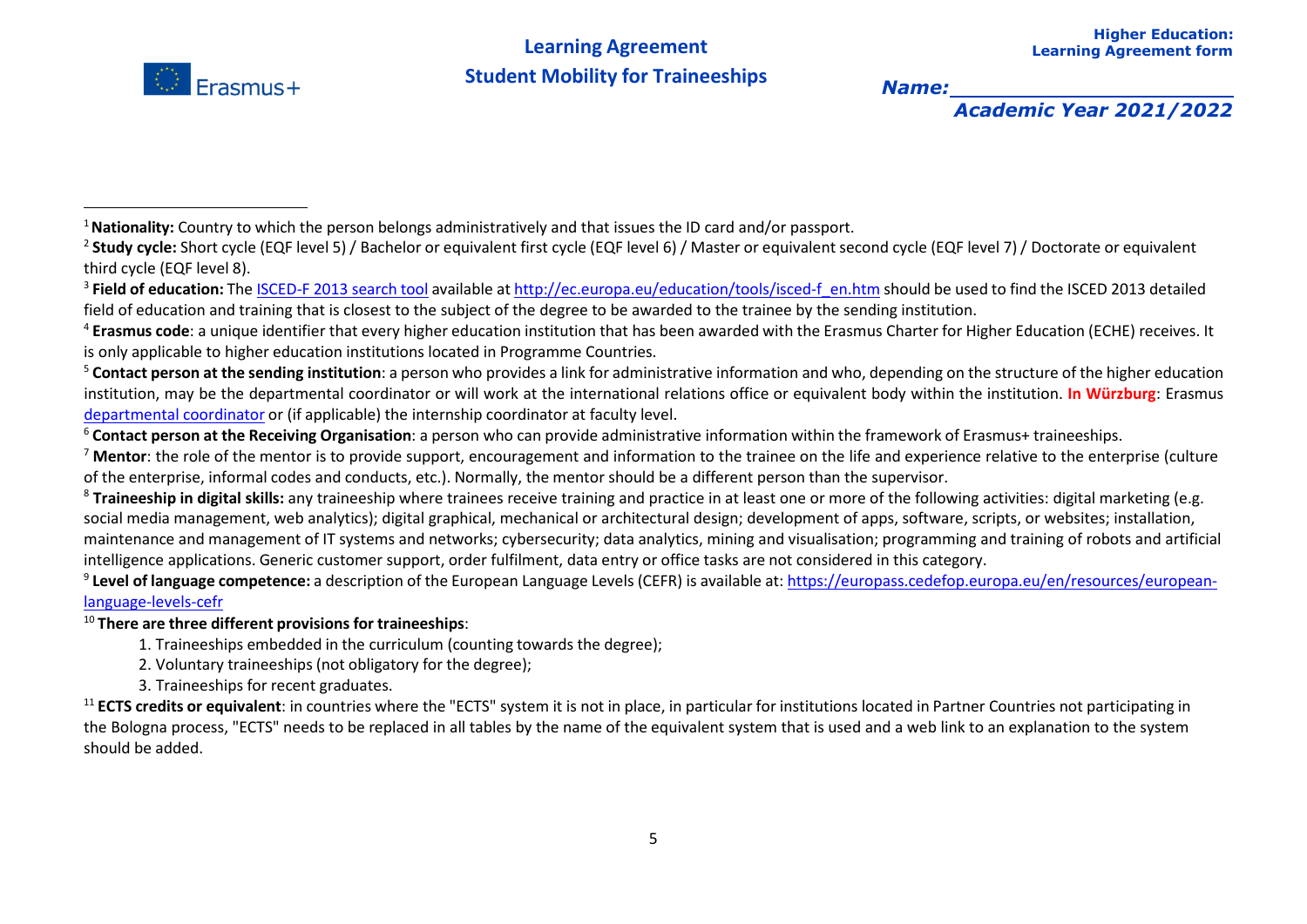[1] **Nationality:** Country to which the person belongs administratively and that issues the ID card and/or passport.

[2] **Study cycle:** Short cycle (EQF level 5) / Bachelor or equivalent first cycle (EQF level 6) / Master or equivalent second cycle (EQF level 7) / Doctorate or equivalent third cycle (EQF level 8).

[3] **Field of education:** The ISCED-F 2013 search tool available at http://ec.europa.eu/education/tools/isced-f_en.htm should be used to find the ISCED 2013 detailed field of education and training that is closest to the subject of the degree to be awarded to the trainee by the sending institution.

[4] **Erasmus code**: a unique identifier that every higher education institution that has been awarded with the Erasmus Charter for Higher Education (ECHE) receives. It is only applicable to higher education institutions located in Programme Countries.

[5] **Contact person at the sending institution**: a person who provides a link for administrative information and who, depending on the structure of the higher education institution, may be the departmental coordinator or will work at the international relations office or equivalent body within the institution. **In Würzburg**: Erasmus departmental coordinator or (if applicable) the internship coordinator at faculty level.

[6] **Contact person at the Receiving Organisation**: a person who can provide administrative information within the framework of Erasmus+ traineeships.

[7] **Mentor**: the role of the mentor is to provide support, encouragement and information to the trainee on the life and experience relative to the enterprise (culture of the enterprise, informal codes and conducts, etc.). Normally, the mentor should be a different person than the supervisor.

[8] **Traineeship in digital skills:** any traineeship where trainees receive training and practice in at least one or more of the following activities: digital marketing (e.g. social media management, web analytics); digital graphical, mechanical or architectural design; development of apps, software, scripts, or websites; installation, maintenance and management of IT systems and networks; cybersecurity; data analytics, mining and visualisation; programming and training of robots and artificial intelligence applications. Generic customer support, order fulfilment, data entry or office tasks are not considered in this category.

[9] **Level of language competence:** a description of the European Language Levels (CEFR) is available at: https://europass.cedefop.europa.eu/en/resources/european-language-levels-cefr

[10] **There are three different provisions for traineeships**:

1. Traineeships embedded in the curriculum (counting towards the degree);
2. Voluntary traineeships (not obligatory for the degree);
3. Traineeships for recent graduates.

[11] **ECTS credits or equivalent**: in countries where the "ECTS" system it is not in place, in particular for institutions located in Partner Countries not participating in the Bologna process, "ECTS" needs to be replaced in all tables by the name of the equivalent system that is used and a web link to an explanation to the system should be added.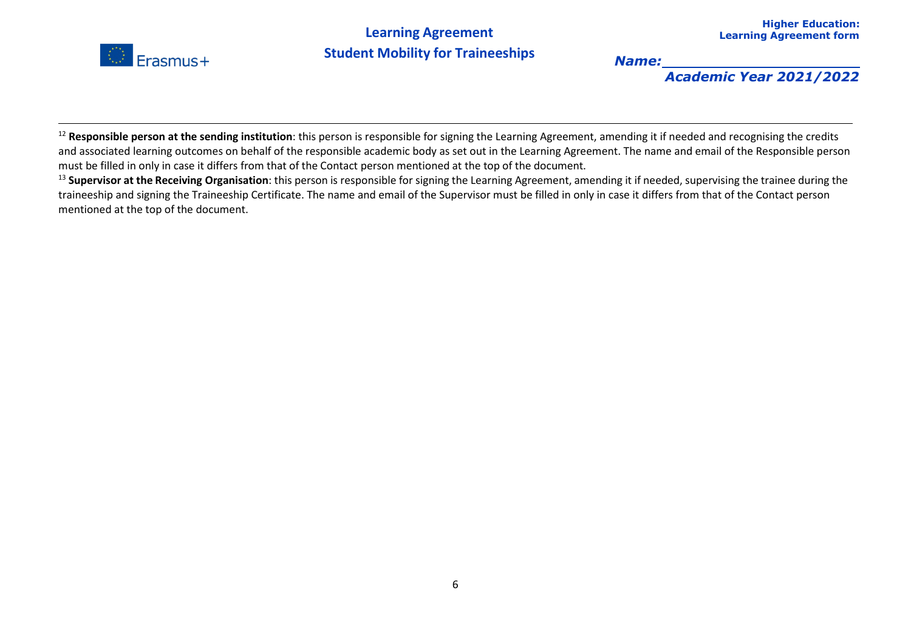[12] **Responsible person at the sending institution**: this person is responsible for signing the Learning Agreement, amending it if needed and recognising the credits and associated learning outcomes on behalf of the responsible academic body as set out in the Learning Agreement. The name and email of the Responsible person must be filled in only in case it differs from that of the Contact person mentioned at the top of the document.

[13] **Supervisor at the Receiving Organisation**: this person is responsible for signing the Learning Agreement, amending it if needed, supervising the trainee during the traineeship and signing the Traineeship Certificate. The name and email of the Supervisor must be filled in only in case it differs from that of the Contact person mentioned at the top of the document.